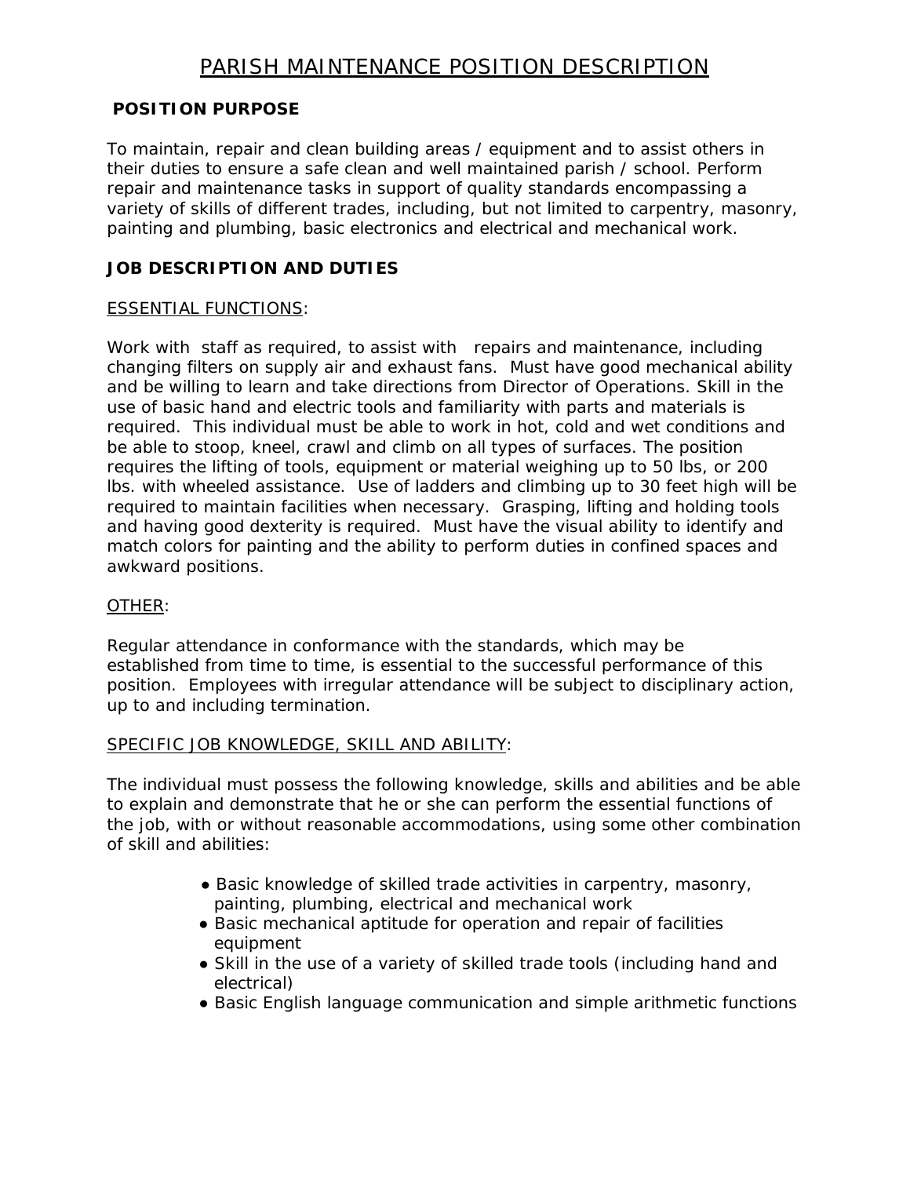# PARISH MAINTENANCE POSITION DESCRIPTION

## POSITION PURPOSE

To maintain, repair and clean building areas / equipment and to assist others in their duties to ensure a safe clean and well maintained parish / school. Perform repair and maintenance tasks in support of quality standards encompassing a variety of skills of different trades, including, but not limited to carpentry, masonry, painting and plumbing, basic electronics and electrical and mechanical work.

## JOB DESCRIPTION AND DUTIES

ESSENTIAL FUNCTIONS:

Work with staff as required, to assist with repairs and maintenance, including changing filters on supply air and exhaust fans. Must have good mechanical ability and be willing to learn and take directions from Director of Operations. Skill in the use of basic hand and electric tools and familiarity with parts and materials is required. This individual must be able to work in hot, cold and wet conditions and be able to stoop, kneel, crawl and climb on all types of surfaces. The position requires the lifting of tools, equipment or material weighing up to 50 lbs, or 200 lbs. with wheeled assistance. Use of ladders and climbing up to 30 feet high will be required to maintain facilities when necessary. Grasping, lifting and holding tools and having good dexterity is required. Must have the visual ability to identify and match colors for painting and the ability to perform duties in confined spaces and awkward positions.

OTHER:

Regular attendance in conformance with the standards, which may be established from time to time, is essential to the successful performance of this position. Employees with irregular attendance will be subject to disciplinary action, up to and including termination.

SPECIFIC JOB KNOWLEDGE, SKILL AND ABILITY:

The individual must possess the following knowledge, skills and abilities and be able to explain and demonstrate that he or she can perform the essential functions of the job, with or without reasonable accommodations, using some other combination of skill and abilities:

- Basic knowledge of skilled trade activities in carpentry, masonry, painting, plumbing, electrical and mechanical work
- Basic mechanical aptitude for operation and repair of facilities equipment
- Skill in the use of a variety of skilled trade tools (including hand and electrical)
- Basic English language communication and simple arithmetic functions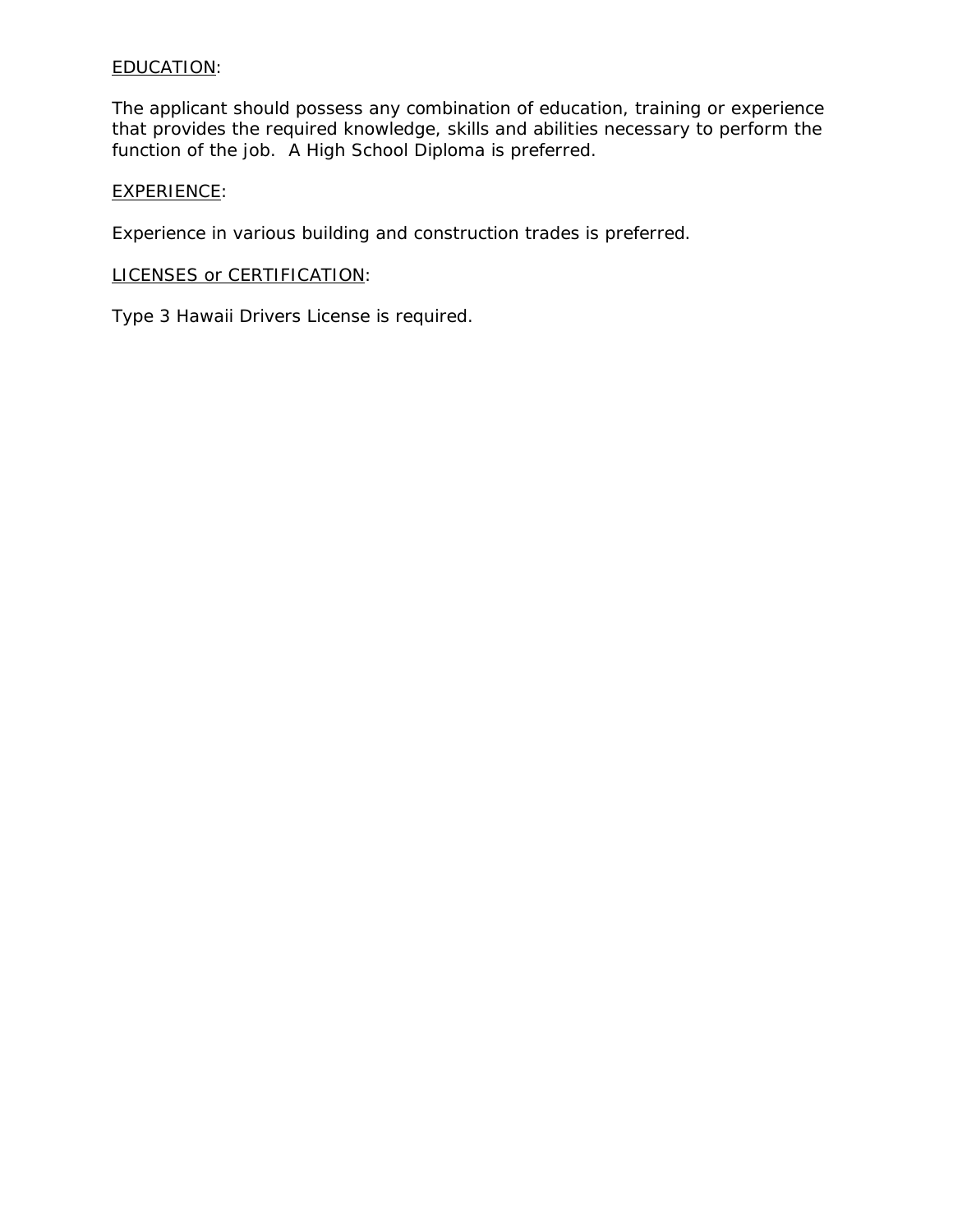<u>EDUCATION</u>:

The applicant should possess any combination of education, training or experience that provides the required knowledge, skills and abilities necessary to perform the function of the job.  A High School Diploma is preferred.

<u>EXPERIENCE</u>:

Experience in various building and construction trades is preferred.

<u>LICENSES or CERTIFICATION</u>:

Type 3 Hawaii Drivers License is required.